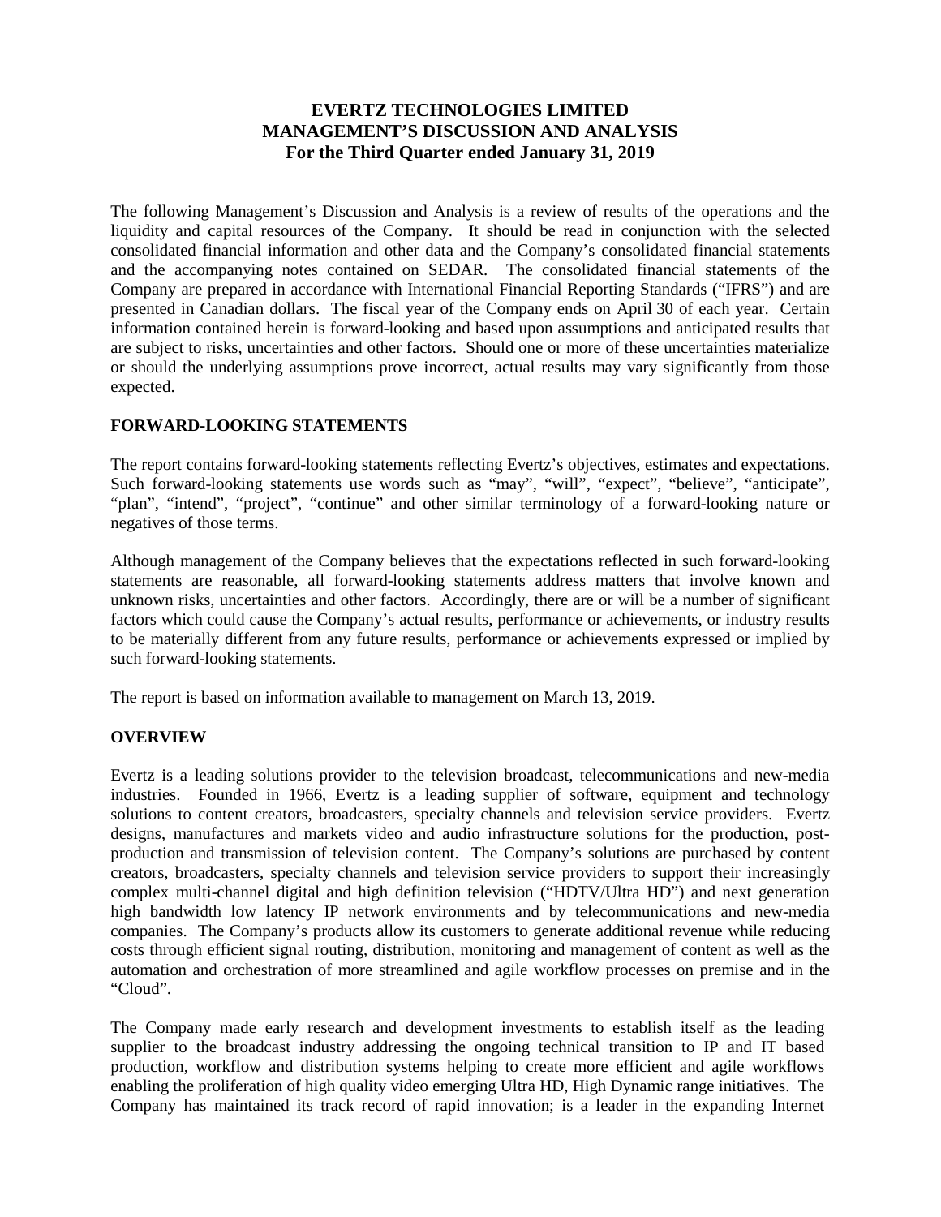# EVERTZ TECHNOLOGIES LIMITED
# MANAGEMENT'S DISCUSSION AND ANALYSIS
## For the Third Quarter ended January 31, 2019

The following Management's Discussion and Analysis is a review of results of the operations and the liquidity and capital resources of the Company. It should be read in conjunction with the selected consolidated financial information and other data and the Company's consolidated financial statements and the accompanying notes contained on SEDAR. The consolidated financial statements of the Company are prepared in accordance with International Financial Reporting Standards ("IFRS") and are presented in Canadian dollars. The fiscal year of the Company ends on April 30 of each year. Certain information contained herein is forward-looking and based upon assumptions and anticipated results that are subject to risks, uncertainties and other factors. Should one or more of these uncertainties materialize or should the underlying assumptions prove incorrect, actual results may vary significantly from those expected.

## FORWARD-LOOKING STATEMENTS

The report contains forward-looking statements reflecting Evertz's objectives, estimates and expectations. Such forward-looking statements use words such as "may", "will", "expect", "believe", "anticipate", "plan", "intend", "project", "continue" and other similar terminology of a forward-looking nature or negatives of those terms.

Although management of the Company believes that the expectations reflected in such forward-looking statements are reasonable, all forward-looking statements address matters that involve known and unknown risks, uncertainties and other factors. Accordingly, there are or will be a number of significant factors which could cause the Company's actual results, performance or achievements, or industry results to be materially different from any future results, performance or achievements expressed or implied by such forward-looking statements.

The report is based on information available to management on March 13, 2019.

## OVERVIEW

Evertz is a leading solutions provider to the television broadcast, telecommunications and new-media industries. Founded in 1966, Evertz is a leading supplier of software, equipment and technology solutions to content creators, broadcasters, specialty channels and television service providers. Evertz designs, manufactures and markets video and audio infrastructure solutions for the production, post-production and transmission of television content. The Company's solutions are purchased by content creators, broadcasters, specialty channels and television service providers to support their increasingly complex multi-channel digital and high definition television ("HDTV/Ultra HD") and next generation high bandwidth low latency IP network environments and by telecommunications and new-media companies. The Company's products allow its customers to generate additional revenue while reducing costs through efficient signal routing, distribution, monitoring and management of content as well as the automation and orchestration of more streamlined and agile workflow processes on premise and in the "Cloud".

The Company made early research and development investments to establish itself as the leading supplier to the broadcast industry addressing the ongoing technical transition to IP and IT based production, workflow and distribution systems helping to create more efficient and agile workflows enabling the proliferation of high quality video emerging Ultra HD, High Dynamic range initiatives. The Company has maintained its track record of rapid innovation; is a leader in the expanding Internet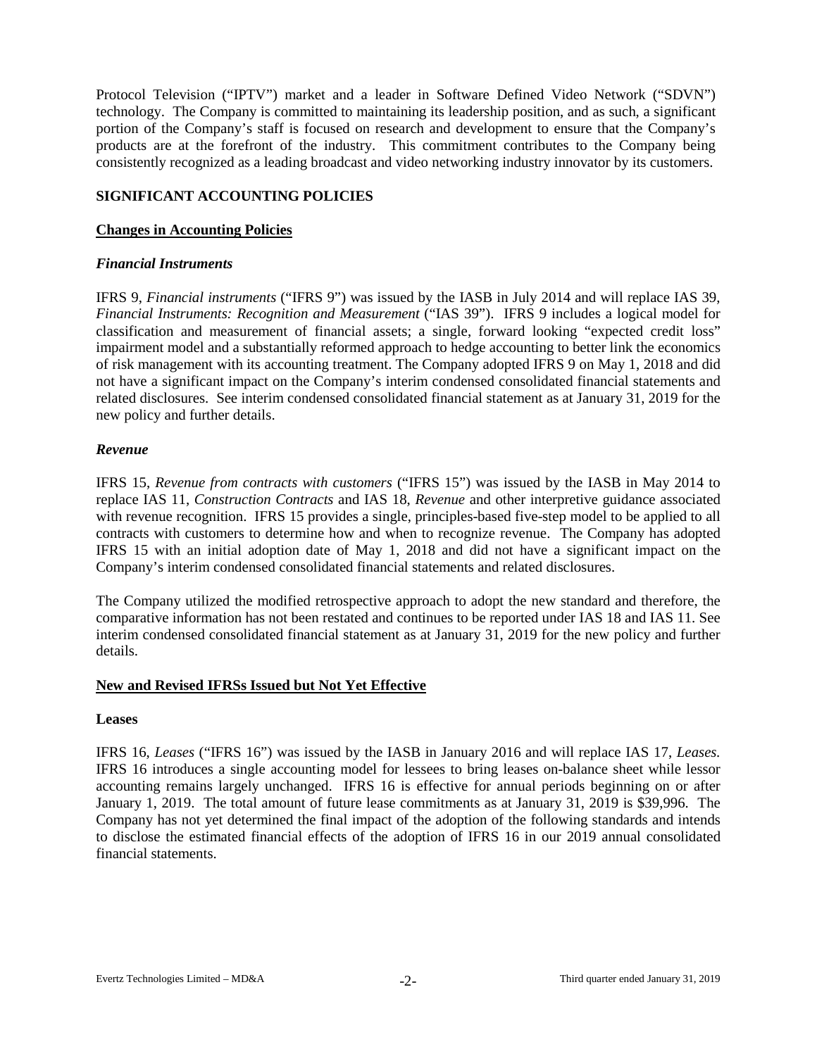Protocol Television ("IPTV") market and a leader in Software Defined Video Network ("SDVN") technology. The Company is committed to maintaining its leadership position, and as such, a significant portion of the Company's staff is focused on research and development to ensure that the Company's products are at the forefront of the industry. This commitment contributes to the Company being consistently recognized as a leading broadcast and video networking industry innovator by its customers.

## SIGNIFICANT ACCOUNTING POLICIES

### Changes in Accounting Policies

#### *Financial Instruments*

IFRS 9, *Financial instruments* ("IFRS 9") was issued by the IASB in July 2014 and will replace IAS 39, *Financial Instruments: Recognition and Measurement* ("IAS 39"). IFRS 9 includes a logical model for classification and measurement of financial assets; a single, forward looking "expected credit loss" impairment model and a substantially reformed approach to hedge accounting to better link the economics of risk management with its accounting treatment. The Company adopted IFRS 9 on May 1, 2018 and did not have a significant impact on the Company's interim condensed consolidated financial statements and related disclosures. See interim condensed consolidated financial statement as at January 31, 2019 for the new policy and further details.

#### *Revenue*

IFRS 15, *Revenue from contracts with customers* ("IFRS 15") was issued by the IASB in May 2014 to replace IAS 11, *Construction Contracts* and IAS 18, *Revenue* and other interpretive guidance associated with revenue recognition. IFRS 15 provides a single, principles-based five-step model to be applied to all contracts with customers to determine how and when to recognize revenue. The Company has adopted IFRS 15 with an initial adoption date of May 1, 2018 and did not have a significant impact on the Company's interim condensed consolidated financial statements and related disclosures.

The Company utilized the modified retrospective approach to adopt the new standard and therefore, the comparative information has not been restated and continues to be reported under IAS 18 and IAS 11. See interim condensed consolidated financial statement as at January 31, 2019 for the new policy and further details.

### New and Revised IFRSs Issued but Not Yet Effective

#### Leases

IFRS 16, *Leases* ("IFRS 16") was issued by the IASB in January 2016 and will replace IAS 17, *Leases.* IFRS 16 introduces a single accounting model for lessees to bring leases on-balance sheet while lessor accounting remains largely unchanged. IFRS 16 is effective for annual periods beginning on or after January 1, 2019. The total amount of future lease commitments as at January 31, 2019 is $39,996. The Company has not yet determined the final impact of the adoption of the following standards and intends to disclose the estimated financial effects of the adoption of IFRS 16 in our 2019 annual consolidated financial statements.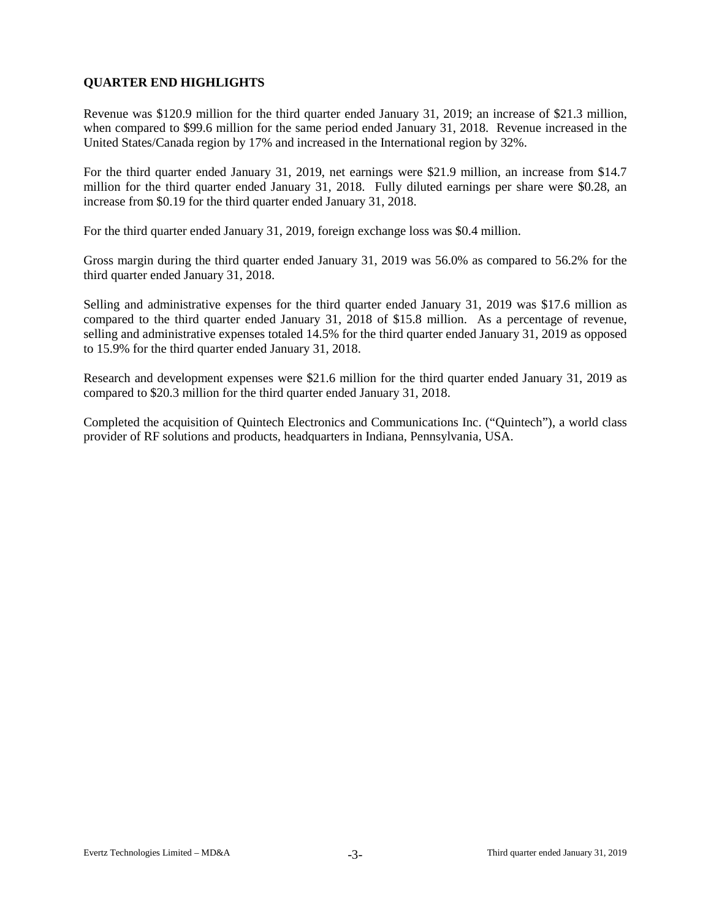## QUARTER END HIGHLIGHTS

Revenue was $120.9 million for the third quarter ended January 31, 2019; an increase of $21.3 million, when compared to $99.6 million for the same period ended January 31, 2018. Revenue increased in the United States/Canada region by 17% and increased in the International region by 32%.

For the third quarter ended January 31, 2019, net earnings were $21.9 million, an increase from $14.7 million for the third quarter ended January 31, 2018. Fully diluted earnings per share were $0.28, an increase from $0.19 for the third quarter ended January 31, 2018.

For the third quarter ended January 31, 2019, foreign exchange loss was $0.4 million.

Gross margin during the third quarter ended January 31, 2019 was 56.0% as compared to 56.2% for the third quarter ended January 31, 2018.

Selling and administrative expenses for the third quarter ended January 31, 2019 was $17.6 million as compared to the third quarter ended January 31, 2018 of $15.8 million. As a percentage of revenue, selling and administrative expenses totaled 14.5% for the third quarter ended January 31, 2019 as opposed to 15.9% for the third quarter ended January 31, 2018.

Research and development expenses were $21.6 million for the third quarter ended January 31, 2019 as compared to $20.3 million for the third quarter ended January 31, 2018.

Completed the acquisition of Quintech Electronics and Communications Inc. ("Quintech"), a world class provider of RF solutions and products, headquarters in Indiana, Pennsylvania, USA.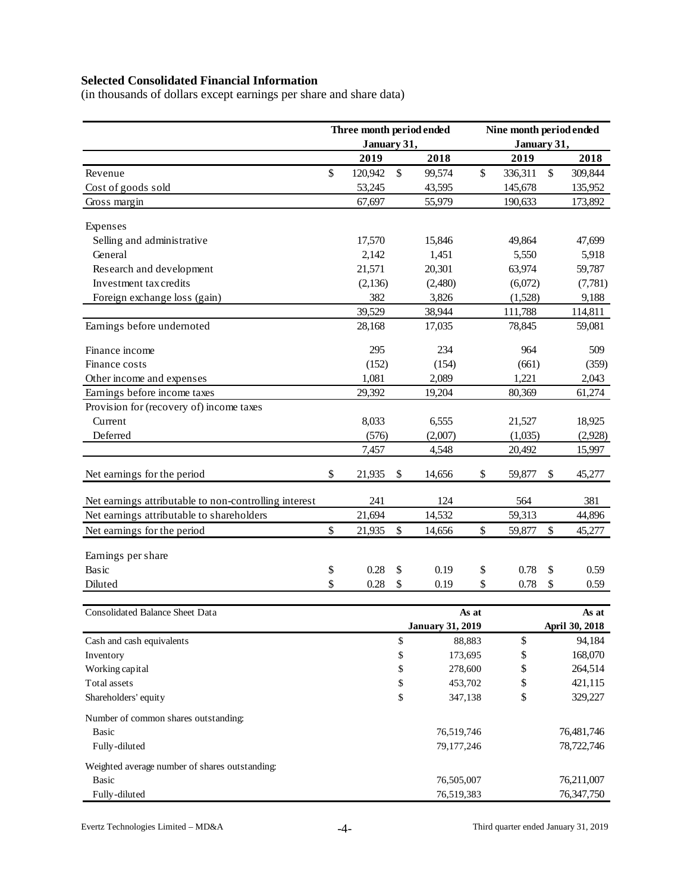**Selected Consolidated Financial Information**

(in thousands of dollars except earnings per share and share data)

| | Three month period ended January 31, | | Nine month period ended January 31, | |
|---|---|---|---|---|
| | 2019 | 2018 | 2019 | 2018 |
| Revenue | $ 120,942 | $ 99,574 | $ 336,311 | $ 309,844 |
| Cost of goods sold | 53,245 | 43,595 | 145,678 | 135,952 |
| Gross margin | 67,697 | 55,979 | 190,633 | 173,892 |
| Expenses | | | | |
| Selling and administrative | 17,570 | 15,846 | 49,864 | 47,699 |
| General | 2,142 | 1,451 | 5,550 | 5,918 |
| Research and development | 21,571 | 20,301 | 63,974 | 59,787 |
| Investment tax credits | (2,136) | (2,480) | (6,072) | (7,781) |
| Foreign exchange loss (gain) | 382 | 3,826 | (1,528) | 9,188 |
| | 39,529 | 38,944 | 111,788 | 114,811 |
| Earnings before undernoted | 28,168 | 17,035 | 78,845 | 59,081 |
| Finance income | 295 | 234 | 964 | 509 |
| Finance costs | (152) | (154) | (661) | (359) |
| Other income and expenses | 1,081 | 2,089 | 1,221 | 2,043 |
| Earnings before income taxes | 29,392 | 19,204 | 80,369 | 61,274 |
| Provision for (recovery of) income taxes | | | | |
| Current | 8,033 | 6,555 | 21,527 | 18,925 |
| Deferred | (576) | (2,007) | (1,035) | (2,928) |
| | 7,457 | 4,548 | 20,492 | 15,997 |
| Net earnings for the period | $ 21,935 | $ 14,656 | $ 59,877 | $ 45,277 |
| Net earnings attributable to non-controlling interest | 241 | 124 | 564 | 381 |
| Net earnings attributable to shareholders | 21,694 | 14,532 | 59,313 | 44,896 |
| Net earnings for the period | $ 21,935 | $ 14,656 | $ 59,877 | $ 45,277 |
| Earnings per share | | | | |
| Basic | $ 0.28 | $ 0.19 | $ 0.78 | $ 0.59 |
| Diluted | $ 0.28 | $ 0.19 | $ 0.78 | $ 0.59 |

| Consolidated Balance Sheet Data | As at January 31, 2019 | As at April 30, 2018 |
|---|---|---|
| Cash and cash equivalents | $ 88,883 | $ 94,184 |
| Inventory | $ 173,695 | $ 168,070 |
| Working capital | $ 278,600 | $ 264,514 |
| Total assets | $ 453,702 | $ 421,115 |
| Shareholders' equity | $ 347,138 | $ 329,227 |
| Number of common shares outstanding: | | |
| Basic | 76,519,746 | 76,481,746 |
| Fully-diluted | 79,177,246 | 78,722,746 |
| Weighted average number of shares outstanding: | | |
| Basic | 76,505,007 | 76,211,007 |
| Fully-diluted | 76,519,383 | 76,347,750 |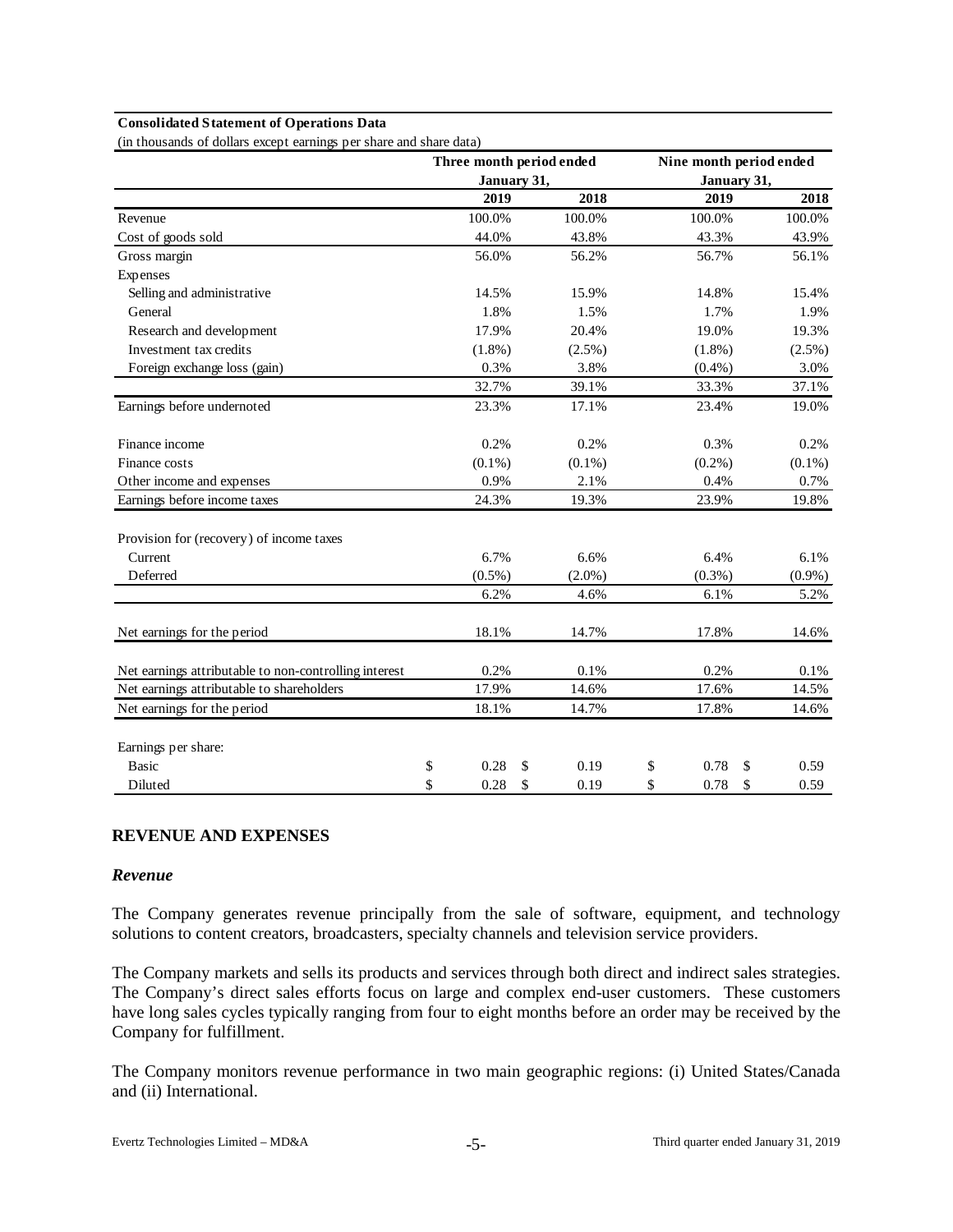**Consolidated Statement of Operations Data**

(in thousands of dollars except earnings per share and share data)

| | Three month period ended January 31, | | Nine month period ended January 31, | |
|---|---|---|---|---|
| | 2019 | 2018 | 2019 | 2018 |
| Revenue | 100.0% | 100.0% | 100.0% | 100.0% |
| Cost of goods sold | 44.0% | 43.8% | 43.3% | 43.9% |
| Gross margin | 56.0% | 56.2% | 56.7% | 56.1% |
| Expenses | | | | |
| Selling and administrative | 14.5% | 15.9% | 14.8% | 15.4% |
| General | 1.8% | 1.5% | 1.7% | 1.9% |
| Research and development | 17.9% | 20.4% | 19.0% | 19.3% |
| Investment tax credits | (1.8%) | (2.5%) | (1.8%) | (2.5%) |
| Foreign exchange loss (gain) | 0.3% | 3.8% | (0.4%) | 3.0% |
| | 32.7% | 39.1% | 33.3% | 37.1% |
| Earnings before undernoted | 23.3% | 17.1% | 23.4% | 19.0% |
| Finance income | 0.2% | 0.2% | 0.3% | 0.2% |
| Finance costs | (0.1%) | (0.1%) | (0.2%) | (0.1%) |
| Other income and expenses | 0.9% | 2.1% | 0.4% | 0.7% |
| Earnings before income taxes | 24.3% | 19.3% | 23.9% | 19.8% |
| Provision for (recovery) of income taxes | | | | |
| Current | 6.7% | 6.6% | 6.4% | 6.1% |
| Deferred | (0.5%) | (2.0%) | (0.3%) | (0.9%) |
| | 6.2% | 4.6% | 6.1% | 5.2% |
| Net earnings for the period | 18.1% | 14.7% | 17.8% | 14.6% |
| Net earnings attributable to non-controlling interest | 0.2% | 0.1% | 0.2% | 0.1% |
| Net earnings attributable to shareholders | 17.9% | 14.6% | 17.6% | 14.5% |
| Net earnings for the period | 18.1% | 14.7% | 17.8% | 14.6% |
| Earnings per share: | | | | |
| Basic | $ 0.28 | $ 0.19 | $ 0.78 | $ 0.59 |
| Diluted | $ 0.28 | $ 0.19 | $ 0.78 | $ 0.59 |

## REVENUE AND EXPENSES

### *Revenue*

The Company generates revenue principally from the sale of software, equipment, and technology solutions to content creators, broadcasters, specialty channels and television service providers.

The Company markets and sells its products and services through both direct and indirect sales strategies. The Company's direct sales efforts focus on large and complex end-user customers. These customers have long sales cycles typically ranging from four to eight months before an order may be received by the Company for fulfillment.

The Company monitors revenue performance in two main geographic regions: (i) United States/Canada and (ii) International.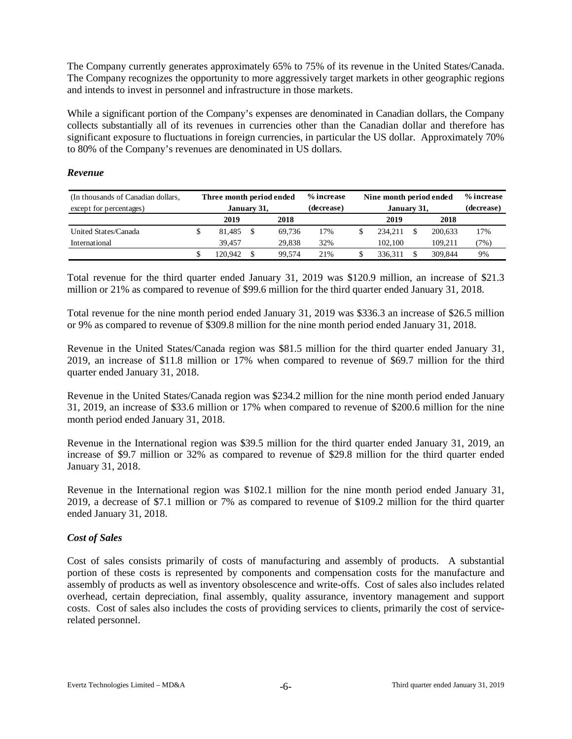The Company currently generates approximately 65% to 75% of its revenue in the United States/Canada. The Company recognizes the opportunity to more aggressively target markets in other geographic regions and intends to invest in personnel and infrastructure in those markets.

While a significant portion of the Company's expenses are denominated in Canadian dollars, the Company collects substantially all of its revenues in currencies other than the Canadian dollar and therefore has significant exposure to fluctuations in foreign currencies, in particular the US dollar. Approximately 70% to 80% of the Company's revenues are denominated in US dollars.

### *Revenue*

| (In thousands of Canadian dollars, except for percentages) | Three month period ended January 31, | | % increase (decrease) | Nine month period ended January 31, | | % increase (decrease) |
|---|---|---|---|---|---|---|
| | 2019 | 2018 | | 2019 | 2018 | |
| United States/Canada | $ 81,485 | $ 69,736 | 17% | $ 234,211 | $ 200,633 | 17% |
| International | 39,457 | 29,838 | 32% | 102,100 | 109,211 | (7%) |
| | $ 120,942 | $ 99,574 | 21% | $ 336,311 | $ 309,844 | 9% |

Total revenue for the third quarter ended January 31, 2019 was $120.9 million, an increase of $21.3 million or 21% as compared to revenue of $99.6 million for the third quarter ended January 31, 2018.

Total revenue for the nine month period ended January 31, 2019 was $336.3 an increase of $26.5 million or 9% as compared to revenue of $309.8 million for the nine month period ended January 31, 2018.

Revenue in the United States/Canada region was $81.5 million for the third quarter ended January 31, 2019, an increase of $11.8 million or 17% when compared to revenue of $69.7 million for the third quarter ended January 31, 2018.

Revenue in the United States/Canada region was $234.2 million for the nine month period ended January 31, 2019, an increase of $33.6 million or 17% when compared to revenue of $200.6 million for the nine month period ended January 31, 2018.

Revenue in the International region was $39.5 million for the third quarter ended January 31, 2019, an increase of $9.7 million or 32% as compared to revenue of $29.8 million for the third quarter ended January 31, 2018.

Revenue in the International region was $102.1 million for the nine month period ended January 31, 2019, a decrease of $7.1 million or 7% as compared to revenue of $109.2 million for the third quarter ended January 31, 2018.

### *Cost of Sales*

Cost of sales consists primarily of costs of manufacturing and assembly of products. A substantial portion of these costs is represented by components and compensation costs for the manufacture and assembly of products as well as inventory obsolescence and write-offs. Cost of sales also includes related overhead, certain depreciation, final assembly, quality assurance, inventory management and support costs. Cost of sales also includes the costs of providing services to clients, primarily the cost of service-related personnel.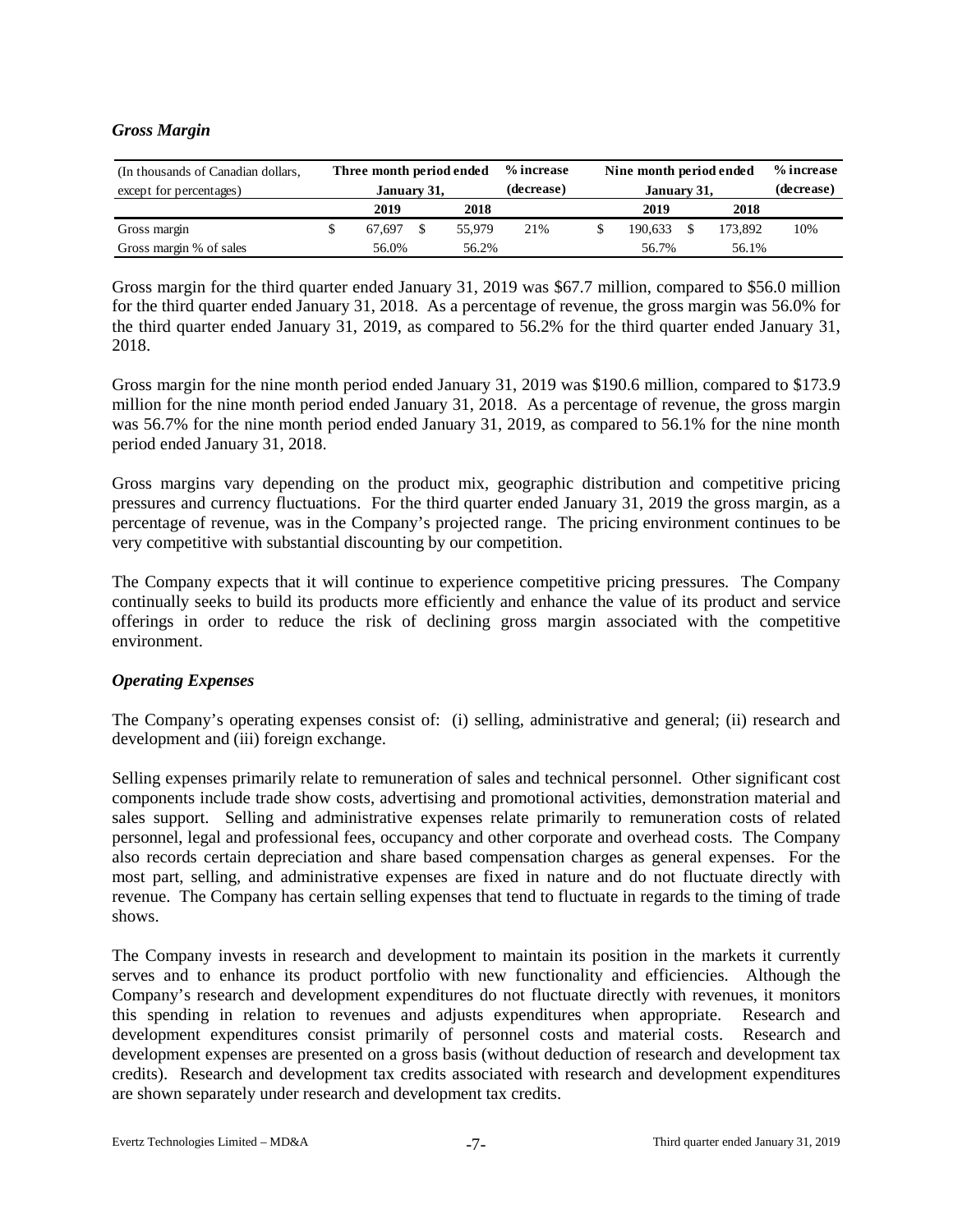### *Gross Margin*

| (In thousands of Canadian dollars, except for percentages) | Three month period ended January 31, | | % increase (decrease) | Nine month period ended January 31, | | % increase (decrease) |
|---|---|---|---|---|---|---|
| | 2019 | 2018 | | 2019 | 2018 | |
| Gross margin | $ 67,697 | $ 55,979 | 21% | $ 190,633 | $ 173,892 | 10% |
| Gross margin % of sales | 56.0% | 56.2% | | 56.7% | 56.1% | |

Gross margin for the third quarter ended January 31, 2019 was $67.7 million, compared to $56.0 million for the third quarter ended January 31, 2018. As a percentage of revenue, the gross margin was 56.0% for the third quarter ended January 31, 2019, as compared to 56.2% for the third quarter ended January 31, 2018.

Gross margin for the nine month period ended January 31, 2019 was $190.6 million, compared to $173.9 million for the nine month period ended January 31, 2018. As a percentage of revenue, the gross margin was 56.7% for the nine month period ended January 31, 2019, as compared to 56.1% for the nine month period ended January 31, 2018.

Gross margins vary depending on the product mix, geographic distribution and competitive pricing pressures and currency fluctuations. For the third quarter ended January 31, 2019 the gross margin, as a percentage of revenue, was in the Company's projected range. The pricing environment continues to be very competitive with substantial discounting by our competition.

The Company expects that it will continue to experience competitive pricing pressures. The Company continually seeks to build its products more efficiently and enhance the value of its product and service offerings in order to reduce the risk of declining gross margin associated with the competitive environment.

### *Operating Expenses*

The Company's operating expenses consist of: (i) selling, administrative and general; (ii) research and development and (iii) foreign exchange.

Selling expenses primarily relate to remuneration of sales and technical personnel. Other significant cost components include trade show costs, advertising and promotional activities, demonstration material and sales support. Selling and administrative expenses relate primarily to remuneration costs of related personnel, legal and professional fees, occupancy and other corporate and overhead costs. The Company also records certain depreciation and share based compensation charges as general expenses. For the most part, selling, and administrative expenses are fixed in nature and do not fluctuate directly with revenue. The Company has certain selling expenses that tend to fluctuate in regards to the timing of trade shows.

The Company invests in research and development to maintain its position in the markets it currently serves and to enhance its product portfolio with new functionality and efficiencies. Although the Company's research and development expenditures do not fluctuate directly with revenues, it monitors this spending in relation to revenues and adjusts expenditures when appropriate. Research and development expenditures consist primarily of personnel costs and material costs. Research and development expenses are presented on a gross basis (without deduction of research and development tax credits). Research and development tax credits associated with research and development expenditures are shown separately under research and development tax credits.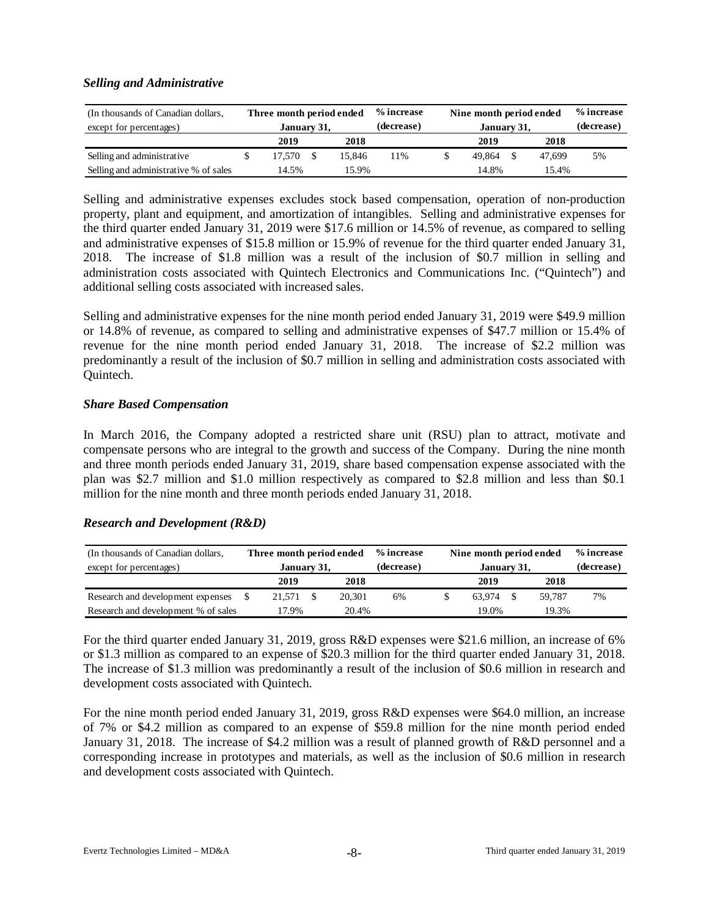### *Selling and Administrative*

| (In thousands of Canadian dollars, except for percentages) | Three month period ended January 31, | | % increase (decrease) | Nine month period ended January 31, | | % increase (decrease) |
|---|---|---|---|---|---|---|
| | **2019** | **2018** | | **2019** | **2018** | |
| Selling and administrative | $ 17,570 | $ 15,846 | 11% | $ 49,864 | $ 47,699 | 5% |
| Selling and administrative % of sales | 14.5% | 15.9% | | 14.8% | 15.4% | |

Selling and administrative expenses excludes stock based compensation, operation of non-production property, plant and equipment, and amortization of intangibles. Selling and administrative expenses for the third quarter ended January 31, 2019 were $17.6 million or 14.5% of revenue, as compared to selling and administrative expenses of $15.8 million or 15.9% of revenue for the third quarter ended January 31, 2018. The increase of $1.8 million was a result of the inclusion of $0.7 million in selling and administration costs associated with Quintech Electronics and Communications Inc. ("Quintech") and additional selling costs associated with increased sales.

Selling and administrative expenses for the nine month period ended January 31, 2019 were $49.9 million or 14.8% of revenue, as compared to selling and administrative expenses of $47.7 million or 15.4% of revenue for the nine month period ended January 31, 2018. The increase of $2.2 million was predominantly a result of the inclusion of $0.7 million in selling and administration costs associated with Quintech.

### *Share Based Compensation*

In March 2016, the Company adopted a restricted share unit (RSU) plan to attract, motivate and compensate persons who are integral to the growth and success of the Company. During the nine month and three month periods ended January 31, 2019, share based compensation expense associated with the plan was $2.7 million and $1.0 million respectively as compared to $2.8 million and less than $0.1 million for the nine month and three month periods ended January 31, 2018.

### *Research and Development (R&D)*

| (In thousands of Canadian dollars, except for percentages) | Three month period ended January 31, | | % increase (decrease) | Nine month period ended January 31, | | % increase (decrease) |
|---|---|---|---|---|---|---|
| | **2019** | **2018** | | **2019** | **2018** | |
| Research and development expenses | $ 21,571 | $ 20,301 | 6% | $ 63,974 | $ 59,787 | 7% |
| Research and development % of sales | 17.9% | 20.4% | | 19.0% | 19.3% | |

For the third quarter ended January 31, 2019, gross R&D expenses were $21.6 million, an increase of 6% or $1.3 million as compared to an expense of $20.3 million for the third quarter ended January 31, 2018. The increase of $1.3 million was predominantly a result of the inclusion of $0.6 million in research and development costs associated with Quintech.

For the nine month period ended January 31, 2019, gross R&D expenses were $64.0 million, an increase of 7% or $4.2 million as compared to an expense of $59.8 million for the nine month period ended January 31, 2018. The increase of $4.2 million was a result of planned growth of R&D personnel and a corresponding increase in prototypes and materials, as well as the inclusion of $0.6 million in research and development costs associated with Quintech.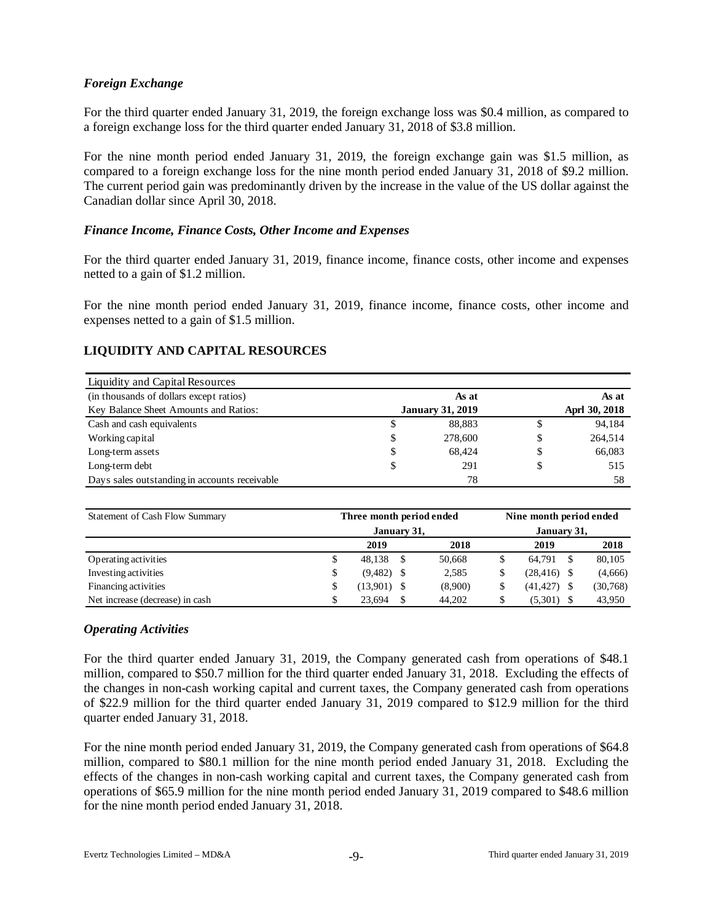### *Foreign Exchange*

For the third quarter ended January 31, 2019, the foreign exchange loss was \$0.4 million, as compared to a foreign exchange loss for the third quarter ended January 31, 2018 of \$3.8 million.

For the nine month period ended January 31, 2019, the foreign exchange gain was \$1.5 million, as compared to a foreign exchange loss for the nine month period ended January 31, 2018 of \$9.2 million. The current period gain was predominantly driven by the increase in the value of the US dollar against the Canadian dollar since April 30, 2018.

### *Finance Income, Finance Costs, Other Income and Expenses*

For the third quarter ended January 31, 2019, finance income, finance costs, other income and expenses netted to a gain of \$1.2 million.

For the nine month period ended January 31, 2019, finance income, finance costs, other income and expenses netted to a gain of \$1.5 million.

## LIQUIDITY AND CAPITAL RESOURCES

| Liquidity and Capital Resources | | | | |
|---|---|---|---|---|
| (in thousands of dollars except ratios) | | As at | | As at |
| Key Balance Sheet Amounts and Ratios: | | January 31, 2019 | | Aprl 30, 2018 |
| Cash and cash equivalents | $ | 88,883 | $ | 94,184 |
| Working capital | $ | 278,600 | $ | 264,514 |
| Long-term assets | $ | 68,424 | $ | 66,083 |
| Long-term debt | $ | 291 | $ | 515 |
| Days sales outstanding in accounts receivable | | 78 | | 58 |

| Statement of Cash Flow Summary | Three month period ended January 31, | | | | Nine month period ended January 31, | | | |
|---|---|---|---|---|---|---|---|---|
| | | 2019 | | 2018 | | 2019 | | 2018 |
| Operating activities | $ | 48,138 | $ | 50,668 | $ | 64,791 | $ | 80,105 |
| Investing activities | $ | (9,482) | $ | 2,585 | $ | (28,416) | $ | (4,666) |
| Financing activities | $ | (13,901) | $ | (8,900) | $ | (41,427) | $ | (30,768) |
| Net increase (decrease) in cash | $ | 23,694 | $ | 44,202 | $ | (5,301) | $ | 43,950 |

### *Operating Activities*

For the third quarter ended January 31, 2019, the Company generated cash from operations of \$48.1 million, compared to \$50.7 million for the third quarter ended January 31, 2018. Excluding the effects of the changes in non-cash working capital and current taxes, the Company generated cash from operations of \$22.9 million for the third quarter ended January 31, 2019 compared to \$12.9 million for the third quarter ended January 31, 2018.

For the nine month period ended January 31, 2019, the Company generated cash from operations of \$64.8 million, compared to \$80.1 million for the nine month period ended January 31, 2018. Excluding the effects of the changes in non-cash working capital and current taxes, the Company generated cash from operations of \$65.9 million for the nine month period ended January 31, 2019 compared to \$48.6 million for the nine month period ended January 31, 2018.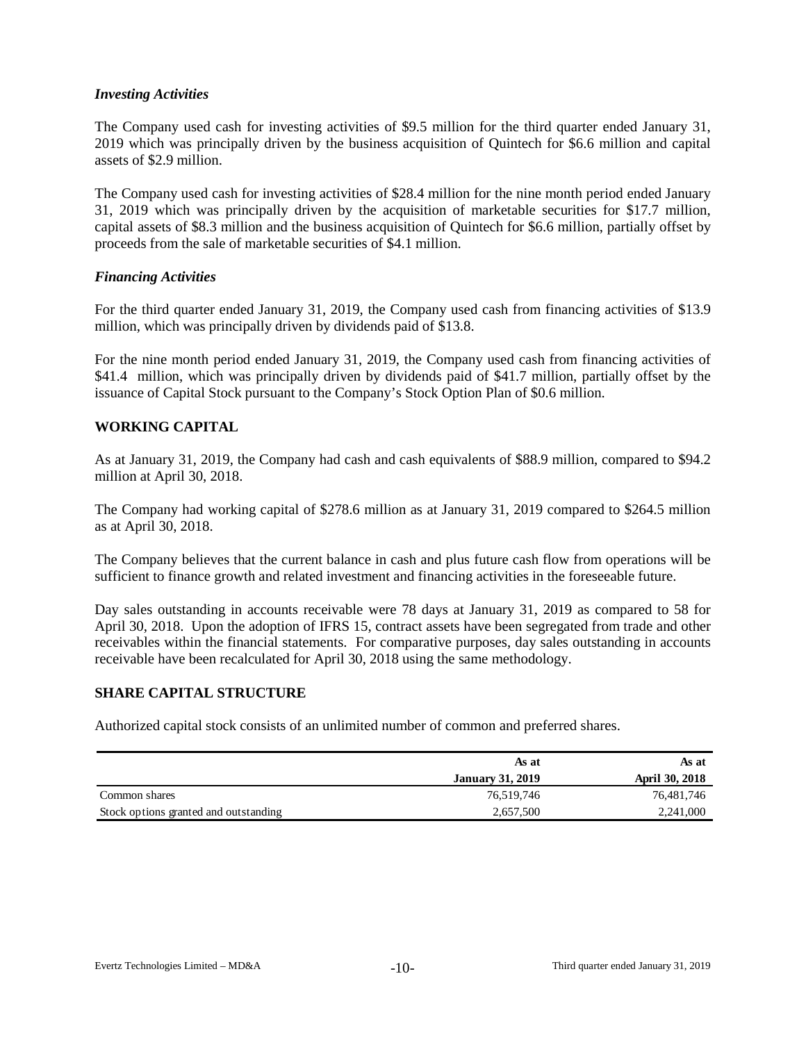### *Investing Activities*

The Company used cash for investing activities of $9.5 million for the third quarter ended January 31, 2019 which was principally driven by the business acquisition of Quintech for $6.6 million and capital assets of $2.9 million.

The Company used cash for investing activities of $28.4 million for the nine month period ended January 31, 2019 which was principally driven by the acquisition of marketable securities for $17.7 million, capital assets of $8.3 million and the business acquisition of Quintech for $6.6 million, partially offset by proceeds from the sale of marketable securities of $4.1 million.

### *Financing Activities*

For the third quarter ended January 31, 2019, the Company used cash from financing activities of $13.9 million, which was principally driven by dividends paid of $13.8.

For the nine month period ended January 31, 2019, the Company used cash from financing activities of $41.4 million, which was principally driven by dividends paid of $41.7 million, partially offset by the issuance of Capital Stock pursuant to the Company's Stock Option Plan of $0.6 million.

## WORKING CAPITAL

As at January 31, 2019, the Company had cash and cash equivalents of $88.9 million, compared to $94.2 million at April 30, 2018.

The Company had working capital of $278.6 million as at January 31, 2019 compared to $264.5 million as at April 30, 2018.

The Company believes that the current balance in cash and plus future cash flow from operations will be sufficient to finance growth and related investment and financing activities in the foreseeable future.

Day sales outstanding in accounts receivable were 78 days at January 31, 2019 as compared to 58 for April 30, 2018. Upon the adoption of IFRS 15, contract assets have been segregated from trade and other receivables within the financial statements. For comparative purposes, day sales outstanding in accounts receivable have been recalculated for April 30, 2018 using the same methodology.

## SHARE CAPITAL STRUCTURE

Authorized capital stock consists of an unlimited number of common and preferred shares.

| | As at January 31, 2019 | As at April 30, 2018 |
|---|---|---|
| Common shares | 76,519,746 | 76,481,746 |
| Stock options granted and outstanding | 2,657,500 | 2,241,000 |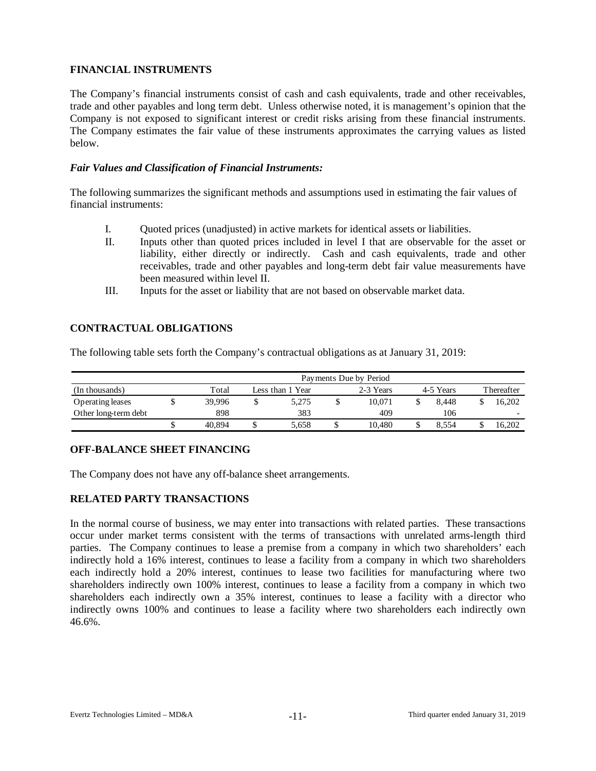## FINANCIAL INSTRUMENTS

The Company's financial instruments consist of cash and cash equivalents, trade and other receivables, trade and other payables and long term debt. Unless otherwise noted, it is management's opinion that the Company is not exposed to significant interest or credit risks arising from these financial instruments. The Company estimates the fair value of these instruments approximates the carrying values as listed below.

### *Fair Values and Classification of Financial Instruments:*

The following summarizes the significant methods and assumptions used in estimating the fair values of financial instruments:

I. Quoted prices (unadjusted) in active markets for identical assets or liabilities.

II. Inputs other than quoted prices included in level I that are observable for the asset or liability, either directly or indirectly. Cash and cash equivalents, trade and other receivables, trade and other payables and long-term debt fair value measurements have been measured within level II.

III. Inputs for the asset or liability that are not based on observable market data.

## CONTRACTUAL OBLIGATIONS

The following table sets forth the Company's contractual obligations as at January 31, 2019:

| | Payments Due by Period | | | | |
|---|---|---|---|---|---|
| (In thousands) | Total | Less than 1 Year | 2-3 Years | 4-5 Years | Thereafter |
| Operating leases | $ 39,996 | $ 5,275 | $ 10,071 | $ 8,448 | $ 16,202 |
| Other long-term debt | 898 | 383 | 409 | 106 | - |
| | $ 40,894 | $ 5,658 | $ 10,480 | $ 8,554 | $ 16,202 |

## OFF-BALANCE SHEET FINANCING

The Company does not have any off-balance sheet arrangements.

## RELATED PARTY TRANSACTIONS

In the normal course of business, we may enter into transactions with related parties. These transactions occur under market terms consistent with the terms of transactions with unrelated arms-length third parties. The Company continues to lease a premise from a company in which two shareholders' each indirectly hold a 16% interest, continues to lease a facility from a company in which two shareholders each indirectly hold a 20% interest, continues to lease two facilities for manufacturing where two shareholders indirectly own 100% interest, continues to lease a facility from a company in which two shareholders each indirectly own a 35% interest, continues to lease a facility with a director who indirectly owns 100% and continues to lease a facility where two shareholders each indirectly own 46.6%.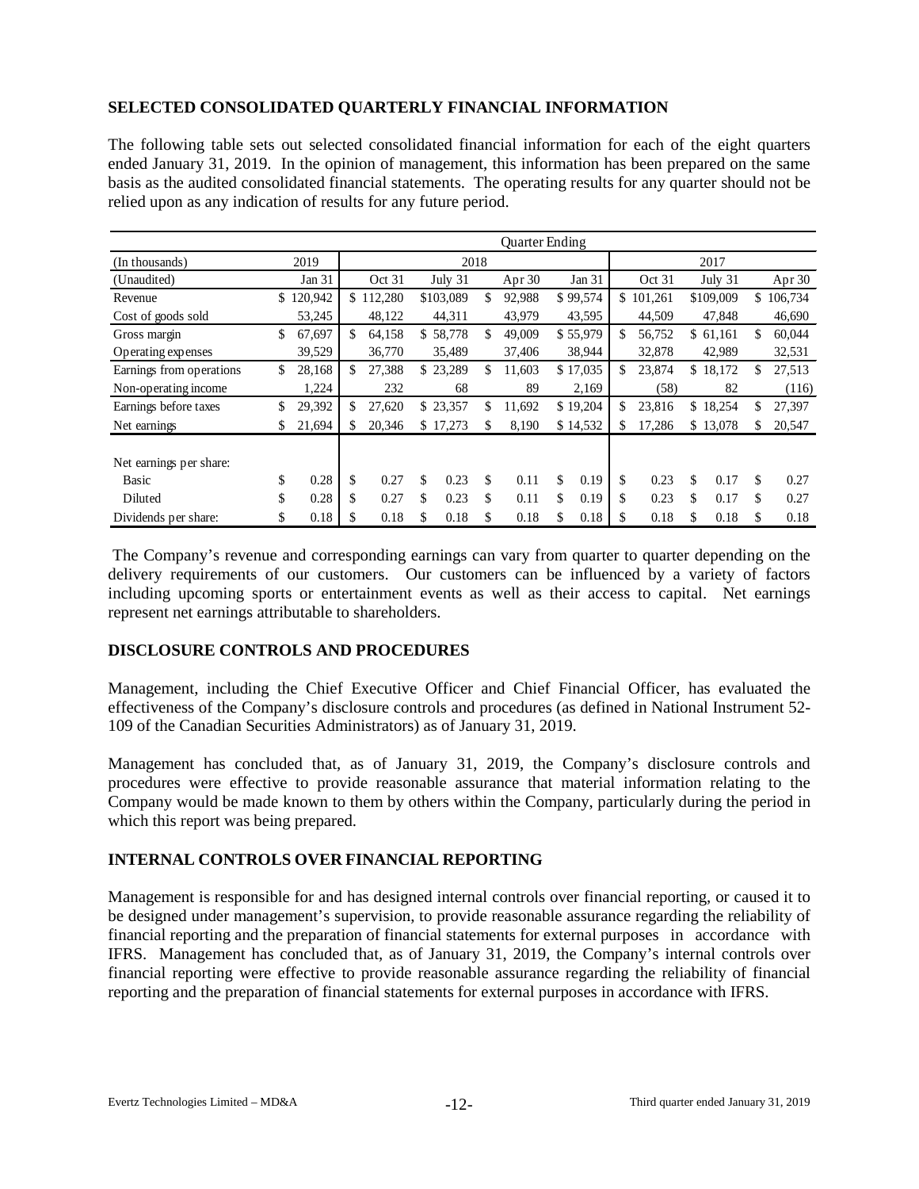## SELECTED CONSOLIDATED QUARTERLY FINANCIAL INFORMATION

The following table sets out selected consolidated financial information for each of the eight quarters ended January 31, 2019. In the opinion of management, this information has been prepared on the same basis as the audited consolidated financial statements. The operating results for any quarter should not be relied upon as any indication of results for any future period.

| | Quarter Ending | | | | | | | |
|---|---|---|---|---|---|---|---|---|
| (In thousands) | 2019 | 2018 | | | | 2017 | | |
| (Unaudited) | Jan 31 | Oct 31 | July 31 | Apr 30 | Jan 31 | Oct 31 | July 31 | Apr 30 |
| Revenue | $ 120,942 | $ 112,280 | $103,089 | $ 92,988 | $ 99,574 | $ 101,261 | $109,009 | $ 106,734 |
| Cost of goods sold | 53,245 | 48,122 | 44,311 | 43,979 | 43,595 | 44,509 | 47,848 | 46,690 |
| Gross margin | $ 67,697 | $ 64,158 | $ 58,778 | $ 49,009 | $ 55,979 | $ 56,752 | $ 61,161 | $ 60,044 |
| Operating expenses | 39,529 | 36,770 | 35,489 | 37,406 | 38,944 | 32,878 | 42,989 | 32,531 |
| Earnings from operations | $ 28,168 | $ 27,388 | $ 23,289 | $ 11,603 | $ 17,035 | $ 23,874 | $ 18,172 | $ 27,513 |
| Non-operating income | 1,224 | 232 | 68 | 89 | 2,169 | (58) | 82 | (116) |
| Earnings before taxes | $ 29,392 | $ 27,620 | $ 23,357 | $ 11,692 | $ 19,204 | $ 23,816 | $ 18,254 | $ 27,397 |
| Net earnings | $ 21,694 | $ 20,346 | $ 17,273 | $ 8,190 | $ 14,532 | $ 17,286 | $ 13,078 | $ 20,547 |
| Net earnings per share: | | | | | | | | |
| Basic | $ 0.28 | $ 0.27 | $ 0.23 | $ 0.11 | $ 0.19 | $ 0.23 | $ 0.17 | $ 0.27 |
| Diluted | $ 0.28 | $ 0.27 | $ 0.23 | $ 0.11 | $ 0.19 | $ 0.23 | $ 0.17 | $ 0.27 |
| Dividends per share: | $ 0.18 | $ 0.18 | $ 0.18 | $ 0.18 | $ 0.18 | $ 0.18 | $ 0.18 | $ 0.18 |

The Company's revenue and corresponding earnings can vary from quarter to quarter depending on the delivery requirements of our customers. Our customers can be influenced by a variety of factors including upcoming sports or entertainment events as well as their access to capital. Net earnings represent net earnings attributable to shareholders.

## DISCLOSURE CONTROLS AND PROCEDURES

Management, including the Chief Executive Officer and Chief Financial Officer, has evaluated the effectiveness of the Company's disclosure controls and procedures (as defined in National Instrument 52-109 of the Canadian Securities Administrators) as of January 31, 2019.

Management has concluded that, as of January 31, 2019, the Company's disclosure controls and procedures were effective to provide reasonable assurance that material information relating to the Company would be made known to them by others within the Company, particularly during the period in which this report was being prepared.

## INTERNAL CONTROLS OVER FINANCIAL REPORTING

Management is responsible for and has designed internal controls over financial reporting, or caused it to be designed under management's supervision, to provide reasonable assurance regarding the reliability of financial reporting and the preparation of financial statements for external purposes in accordance with IFRS. Management has concluded that, as of January 31, 2019, the Company's internal controls over financial reporting were effective to provide reasonable assurance regarding the reliability of financial reporting and the preparation of financial statements for external purposes in accordance with IFRS.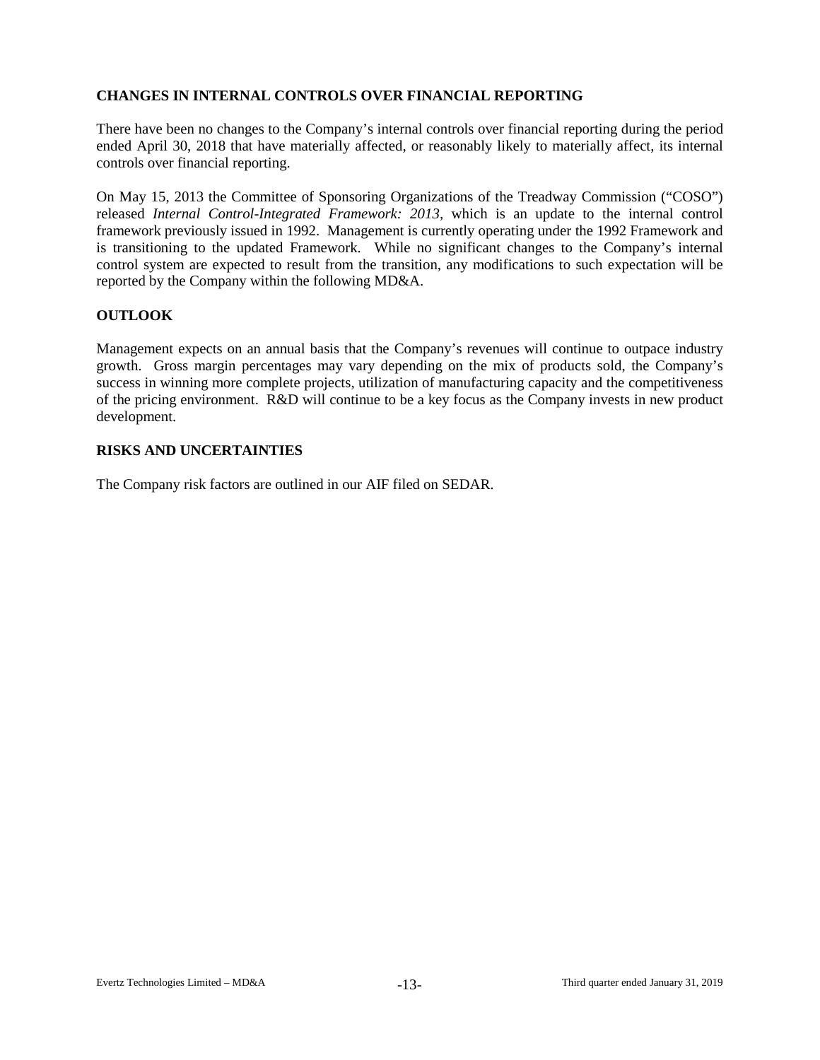## CHANGES IN INTERNAL CONTROLS OVER FINANCIAL REPORTING

There have been no changes to the Company's internal controls over financial reporting during the period ended April 30, 2018 that have materially affected, or reasonably likely to materially affect, its internal controls over financial reporting.

On May 15, 2013 the Committee of Sponsoring Organizations of the Treadway Commission ("COSO") released *Internal Control-Integrated Framework: 2013*, which is an update to the internal control framework previously issued in 1992. Management is currently operating under the 1992 Framework and is transitioning to the updated Framework. While no significant changes to the Company's internal control system are expected to result from the transition, any modifications to such expectation will be reported by the Company within the following MD&A.

## OUTLOOK

Management expects on an annual basis that the Company's revenues will continue to outpace industry growth. Gross margin percentages may vary depending on the mix of products sold, the Company's success in winning more complete projects, utilization of manufacturing capacity and the competitiveness of the pricing environment. R&D will continue to be a key focus as the Company invests in new product development.

## RISKS AND UNCERTAINTIES

The Company risk factors are outlined in our AIF filed on SEDAR.